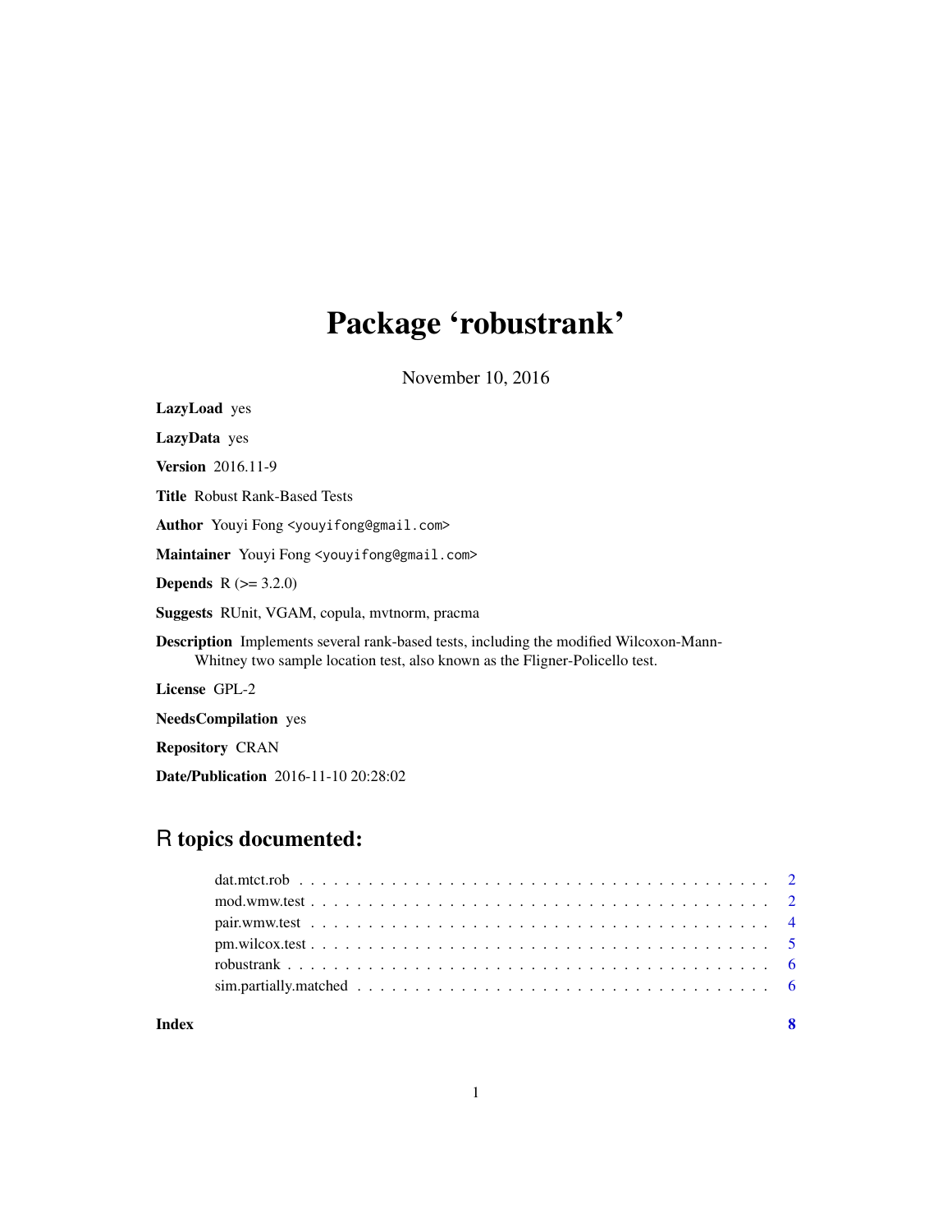# Package 'robustrank'

November 10, 2016

**LazyLoad** yes

**LazyData** yes

**Version** 2016.11-9

**Title** Robust Rank-Based Tests

**Author** Youyi Fong <youyifong@gmail.com>

**Maintainer** Youyi Fong <youyifong@gmail.com>

**Depends** R (>= 3.2.0)

**Suggests** RUnit, VGAM, copula, mvtnorm, pracma

**Description** Implements several rank-based tests, including the modified Wilcoxon-Mann-Whitney two sample location test, also known as the Fligner-Policello test.

**License** GPL-2

**NeedsCompilation** yes

**Repository** CRAN

**Date/Publication** 2016-11-10 20:28:02

## R topics documented:

| | |
|---|---|
| dat.mtct.rob | 2 |
| mod.wmw.test | 2 |
| pair.wmw.test | 4 |
| pm.wilcox.test | 5 |
| robustrank | 6 |
| sim.partially.matched | 6 |
| **Index** | **8** |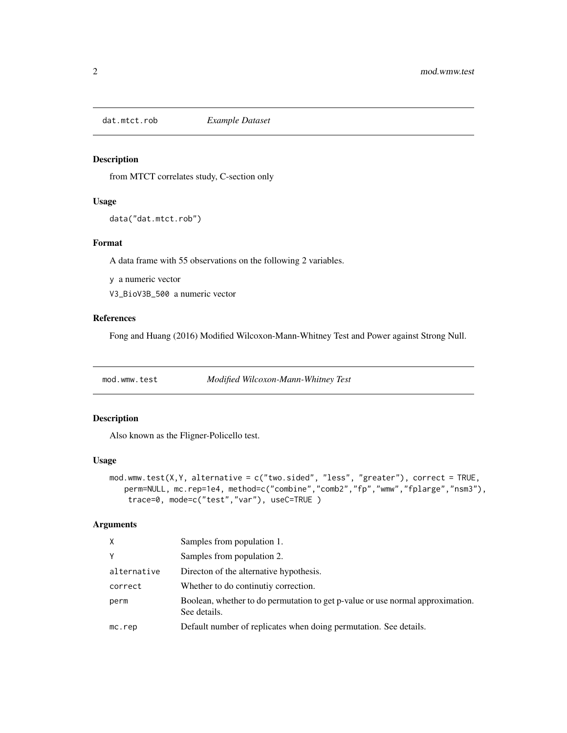## dat.mtct.rob *Example Dataset*

### Description

from MTCT correlates study, C-section only

### Usage

```
data("dat.mtct.rob")
```

### Format

A data frame with 55 observations on the following 2 variables.

`y` a numeric vector

`V3_BioV3B_500` a numeric vector

### References

Fong and Huang (2016) Modified Wilcoxon-Mann-Whitney Test and Power against Strong Null.

## mod.wmw.test *Modified Wilcoxon-Mann-Whitney Test*

### Description

Also known as the Fligner-Policello test.

### Usage

```
mod.wmw.test(X,Y, alternative = c("two.sided", "less", "greater"), correct = TRUE,
   perm=NULL, mc.rep=1e4, method=c("combine","comb2","fp","wmw","fplarge","nsm3"),
    trace=0, mode=c("test","var"), useC=TRUE )
```

### Arguments

| | |
|---|---|
| X | Samples from population 1. |
| Y | Samples from population 2. |
| alternative | Directon of the alternative hypothesis. |
| correct | Whether to do continutiy correction. |
| perm | Boolean, whether to do permutation to get p-value or use normal approximation. See details. |
| mc.rep | Default number of replicates when doing permutation. See details. |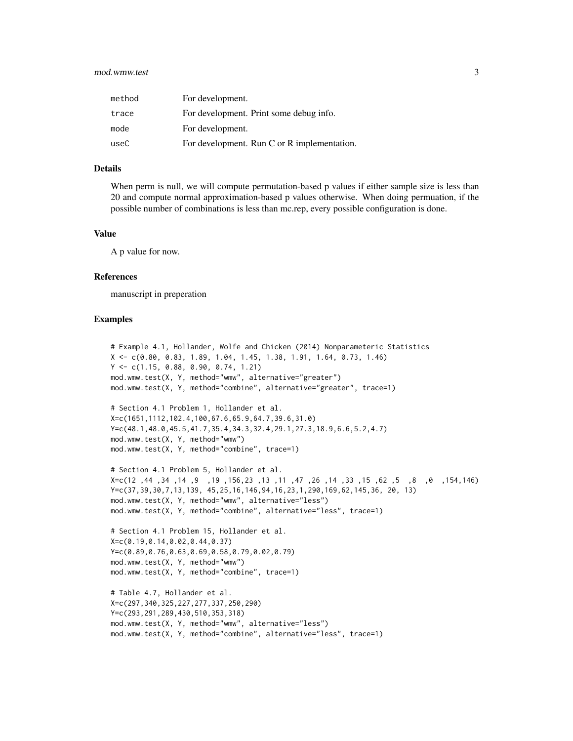| | |
|---|---|
| method | For development. |
| trace | For development. Print some debug info. |
| mode | For development. |
| useC | For development. Run C or R implementation. |

## Details

When perm is null, we will compute permutation-based p values if either sample size is less than 20 and compute normal approximation-based p values otherwise. When doing permuation, if the possible number of combinations is less than mc.rep, every possible configuration is done.

## Value

A p value for now.

## References

manuscript in preperation

## Examples

```
# Example 4.1, Hollander, Wolfe and Chicken (2014) Nonparameteric Statistics
X <- c(0.80, 0.83, 1.89, 1.04, 1.45, 1.38, 1.91, 1.64, 0.73, 1.46)
Y <- c(1.15, 0.88, 0.90, 0.74, 1.21)
mod.wmw.test(X, Y, method="wmw", alternative="greater")
mod.wmw.test(X, Y, method="combine", alternative="greater", trace=1)

# Section 4.1 Problem 1, Hollander et al.
X=c(1651,1112,102.4,100,67.6,65.9,64.7,39.6,31.0)
Y=c(48.1,48.0,45.5,41.7,35.4,34.3,32.4,29.1,27.3,18.9,6.6,5.2,4.7)
mod.wmw.test(X, Y, method="wmw")
mod.wmw.test(X, Y, method="combine", trace=1)

# Section 4.1 Problem 5, Hollander et al.
X=c(12 ,44 ,34 ,14 ,9  ,19 ,156,23 ,13 ,11 ,47 ,26 ,14 ,33 ,15 ,62 ,5  ,8  ,0  ,154,146)
Y=c(37,39,30,7,13,139, 45,25,16,146,94,16,23,1,290,169,62,145,36, 20, 13)
mod.wmw.test(X, Y, method="wmw", alternative="less")
mod.wmw.test(X, Y, method="combine", alternative="less", trace=1)

# Section 4.1 Problem 15, Hollander et al.
X=c(0.19,0.14,0.02,0.44,0.37)
Y=c(0.89,0.76,0.63,0.69,0.58,0.79,0.02,0.79)
mod.wmw.test(X, Y, method="wmw")
mod.wmw.test(X, Y, method="combine", trace=1)

# Table 4.7, Hollander et al.
X=c(297,340,325,227,277,337,250,290)
Y=c(293,291,289,430,510,353,318)
mod.wmw.test(X, Y, method="wmw", alternative="less")
mod.wmw.test(X, Y, method="combine", alternative="less", trace=1)
```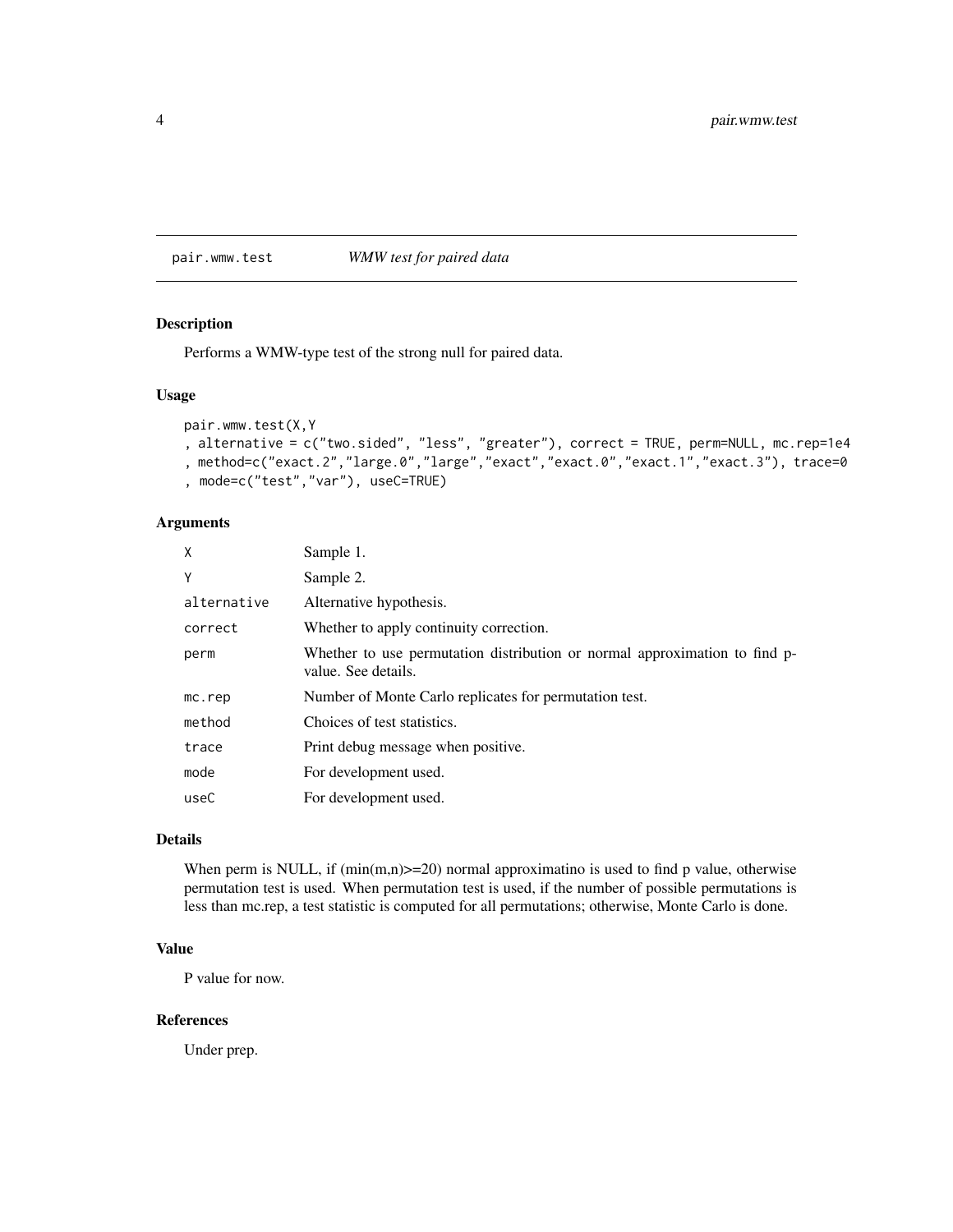## pair.wmw.test *WMW test for paired data*

### Description

Performs a WMW-type test of the strong null for paired data.

### Usage

```
pair.wmw.test(X,Y
, alternative = c("two.sided", "less", "greater"), correct = TRUE, perm=NULL, mc.rep=1e4
, method=c("exact.2","large.0","large","exact","exact.0","exact.1","exact.3"), trace=0
, mode=c("test","var"), useC=TRUE)
```

### Arguments

| | |
|---|---|
| X | Sample 1. |
| Y | Sample 2. |
| alternative | Alternative hypothesis. |
| correct | Whether to apply continuity correction. |
| perm | Whether to use permutation distribution or normal approximation to find p-value. See details. |
| mc.rep | Number of Monte Carlo replicates for permutation test. |
| method | Choices of test statistics. |
| trace | Print debug message when positive. |
| mode | For development used. |
| useC | For development used. |

### Details

When perm is NULL, if (min(m,n)>=20) normal approximatino is used to find p value, otherwise permutation test is used. When permutation test is used, if the number of possible permutations is less than mc.rep, a test statistic is computed for all permutations; otherwise, Monte Carlo is done.

### Value

P value for now.

### References

Under prep.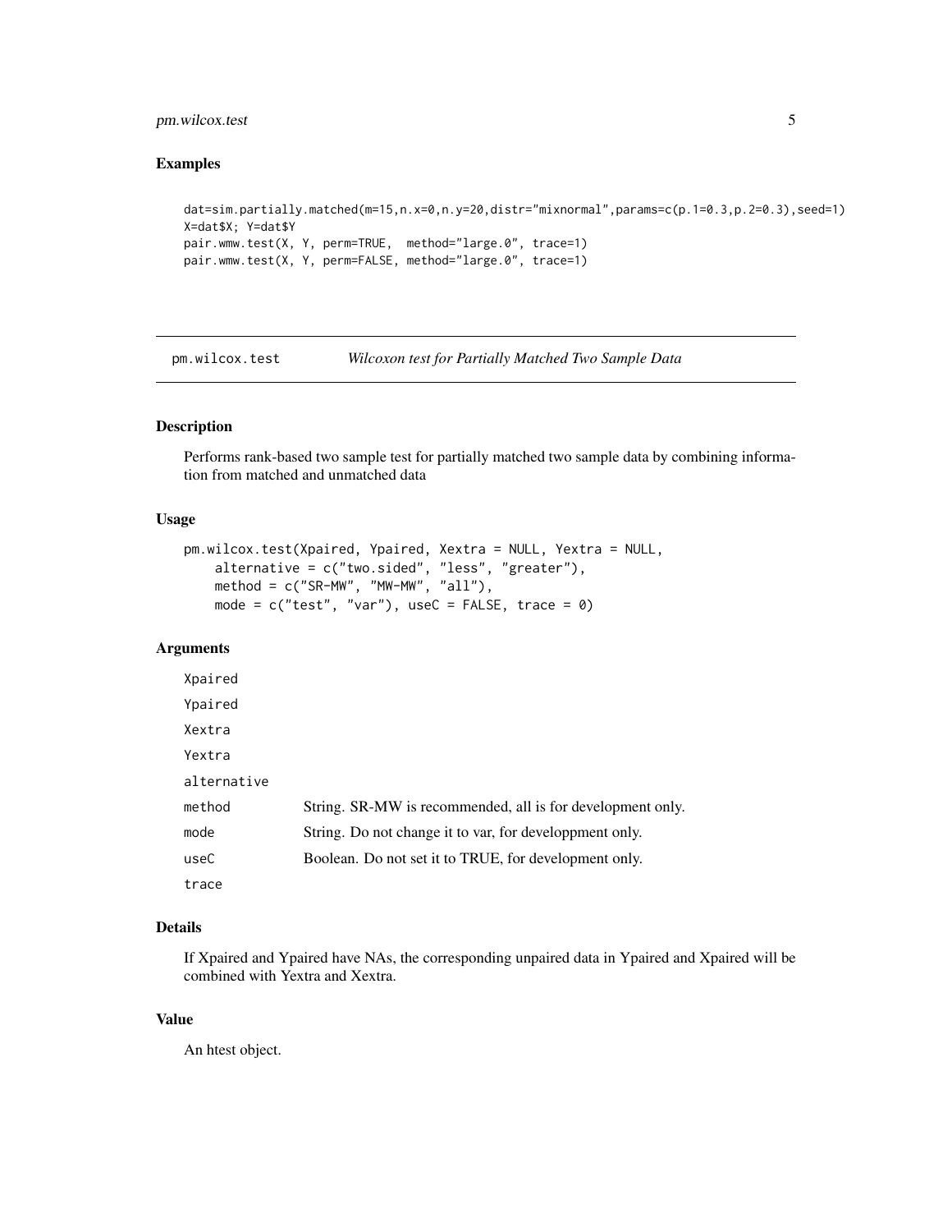### Examples

```
dat=sim.partially.matched(m=15,n.x=0,n.y=20,distr="mixnormal",params=c(p.1=0.3,p.2=0.3),seed=1)
X=dat$X; Y=dat$Y
pair.wmw.test(X, Y, perm=TRUE,  method="large.0", trace=1)
pair.wmw.test(X, Y, perm=FALSE, method="large.0", trace=1)
```

---

## pm.wilcox.test — *Wilcoxon test for Partially Matched Two Sample Data*

---

### Description

Performs rank-based two sample test for partially matched two sample data by combining information from matched and unmatched data

### Usage

```
pm.wilcox.test(Xpaired, Ypaired, Xextra = NULL, Yextra = NULL,
    alternative = c("two.sided", "less", "greater"),
    method = c("SR-MW", "MW-MW", "all"),
    mode = c("test", "var"), useC = FALSE, trace = 0)
```

### Arguments

| | |
|---|---|
| `Xpaired` | |
| `Ypaired` | |
| `Xextra` | |
| `Yextra` | |
| `alternative` | |
| `method` | String. SR-MW is recommended, all is for development only. |
| `mode` | String. Do not change it to var, for developpment only. |
| `useC` | Boolean. Do not set it to TRUE, for development only. |
| `trace` | |

### Details

If Xpaired and Ypaired have NAs, the corresponding unpaired data in Ypaired and Xpaired will be combined with Yextra and Xextra.

### Value

An htest object.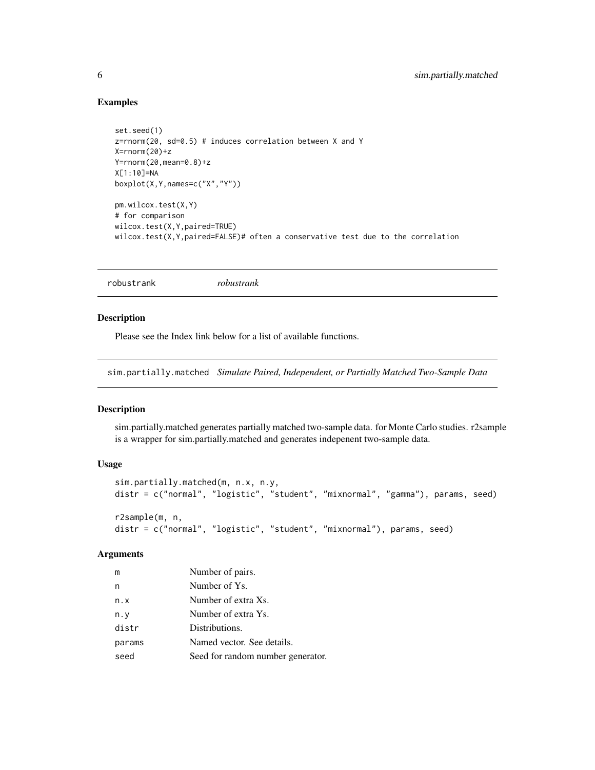## Examples

```
set.seed(1)
z=rnorm(20, sd=0.5) # induces correlation between X and Y
X=rnorm(20)+z
Y=rnorm(20,mean=0.8)+z
X[1:10]=NA
boxplot(X,Y,names=c("X","Y"))

pm.wilcox.test(X,Y)
# for comparison
wilcox.test(X,Y,paired=TRUE)
wilcox.test(X,Y,paired=FALSE)# often a conservative test due to the correlation
```

---

# robustrank *robustrank*

## Description

Please see the Index link below for a list of available functions.

---

# sim.partially.matched *Simulate Paired, Independent, or Partially Matched Two-Sample Data*

## Description

sim.partially.matched generates partially matched two-sample data. for Monte Carlo studies. r2sample is a wrapper for sim.partially.matched and generates indepenent two-sample data.

## Usage

```
sim.partially.matched(m, n.x, n.y,
distr = c("normal", "logistic", "student", "mixnormal", "gamma"), params, seed)

r2sample(m, n,
distr = c("normal", "logistic", "student", "mixnormal"), params, seed)
```

## Arguments

| | |
|---|---|
| m | Number of pairs. |
| n | Number of Ys. |
| n.x | Number of extra Xs. |
| n.y | Number of extra Ys. |
| distr | Distributions. |
| params | Named vector. See details. |
| seed | Seed for random number generator. |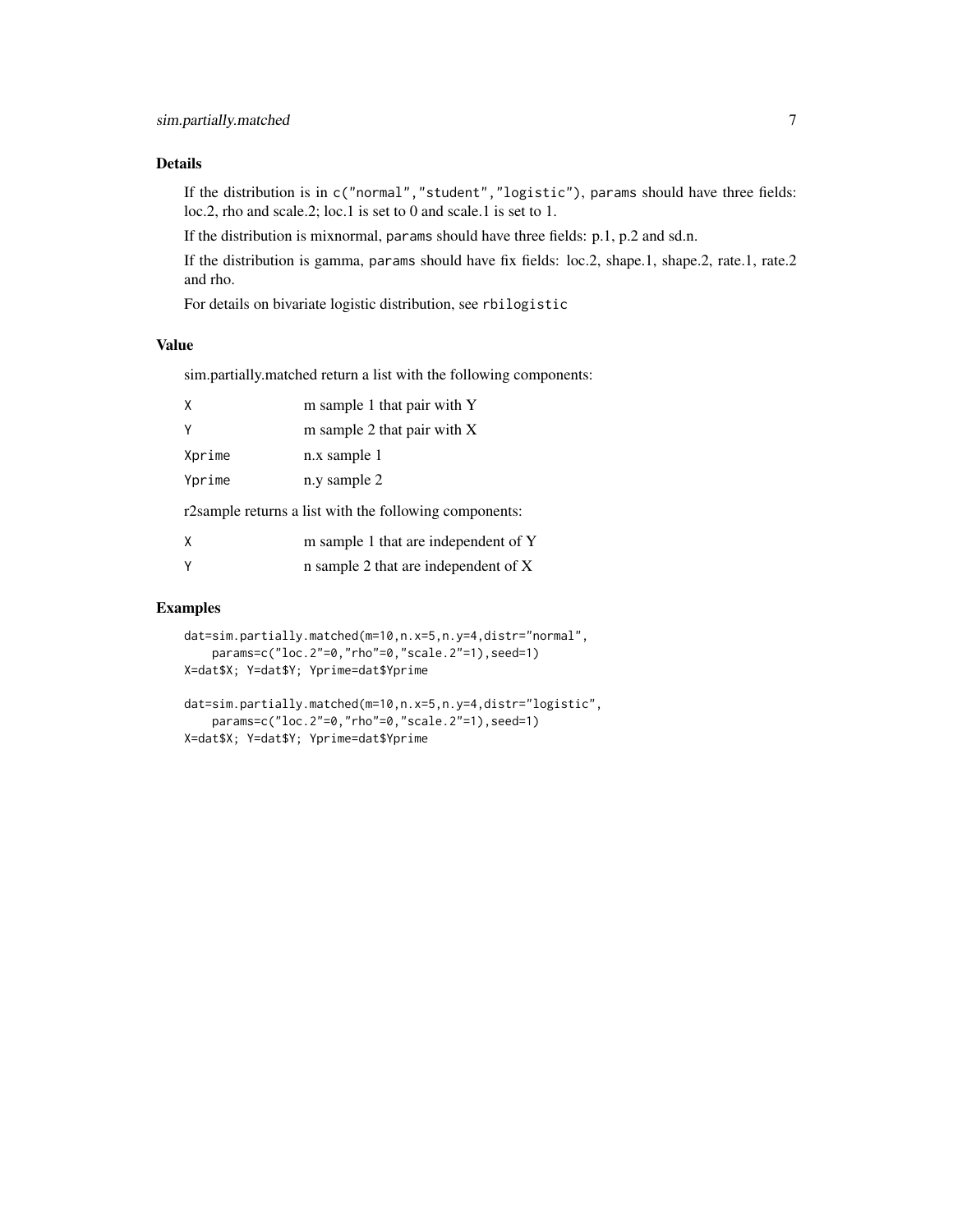## Details

If the distribution is in `c("normal","student","logistic")`, `params` should have three fields: loc.2, rho and scale.2; loc.1 is set to 0 and scale.1 is set to 1.

If the distribution is mixnormal, `params` should have three fields: p.1, p.2 and sd.n.

If the distribution is gamma, `params` should have fix fields: loc.2, shape.1, shape.2, rate.1, rate.2 and rho.

For details on bivariate logistic distribution, see `rbilogistic`

## Value

sim.partially.matched return a list with the following components:

| | |
|---|---|
| `X` | m sample 1 that pair with Y |
| `Y` | m sample 2 that pair with X |
| `Xprime` | n.x sample 1 |
| `Yprime` | n.y sample 2 |

r2sample returns a list with the following components:

| | |
|---|---|
| `X` | m sample 1 that are independent of Y |
| `Y` | n sample 2 that are independent of X |

## Examples

```
dat=sim.partially.matched(m=10,n.x=5,n.y=4,distr="normal",
    params=c("loc.2"=0,"rho"=0,"scale.2"=1),seed=1)
X=dat$X; Y=dat$Y; Yprime=dat$Yprime

dat=sim.partially.matched(m=10,n.x=5,n.y=4,distr="logistic",
    params=c("loc.2"=0,"rho"=0,"scale.2"=1),seed=1)
X=dat$X; Y=dat$Y; Yprime=dat$Yprime
```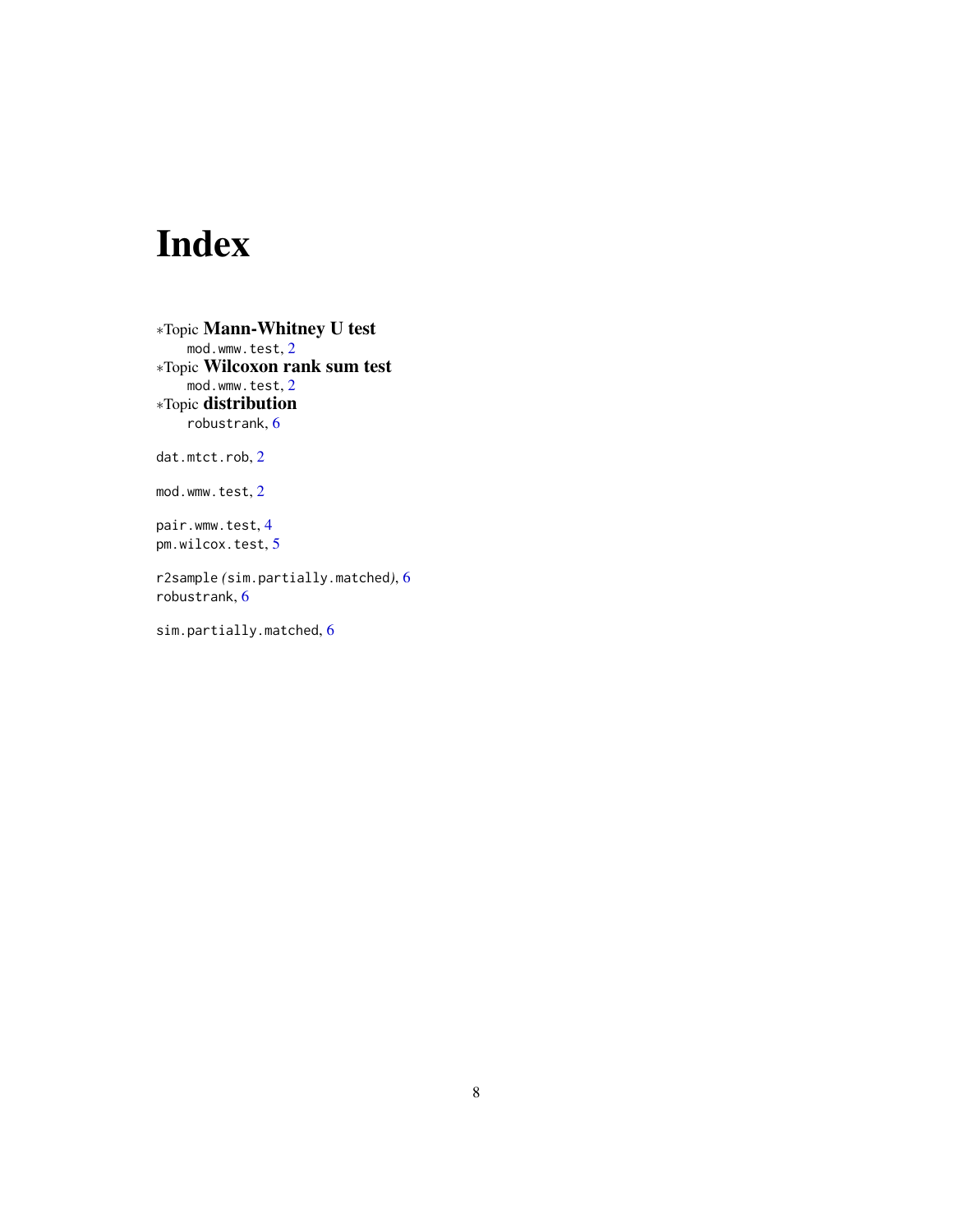# Index

*Topic **Mann-Whitney U test**
  mod.wmw.test, 2
*Topic **Wilcoxon rank sum test**
  mod.wmw.test, 2
*Topic **distribution**
  robustrank, 6

dat.mtct.rob, 2

mod.wmw.test, 2

pair.wmw.test, 4
pm.wilcox.test, 5

r2sample *(*sim.partially.matched*)*, 6
robustrank, 6

sim.partially.matched, 6